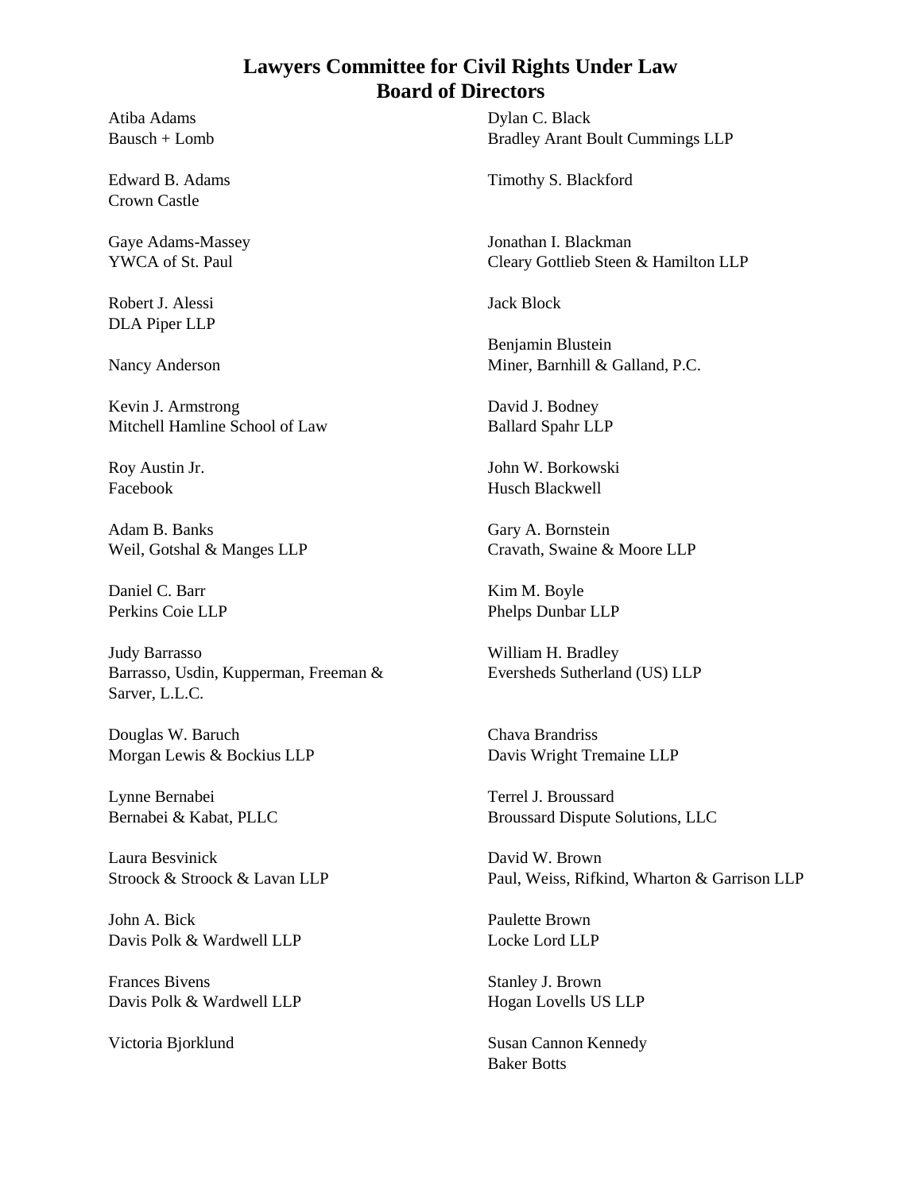# Lawyers Committee for Civil Rights Under Law
# Board of Directors

Atiba Adams
Bausch + Lomb

Edward B. Adams
Crown Castle

Gaye Adams-Massey
YWCA of St. Paul

Robert J. Alessi
DLA Piper LLP

Nancy Anderson

Kevin J. Armstrong
Mitchell Hamline School of Law

Roy Austin Jr.
Facebook

Adam B. Banks
Weil, Gotshal & Manges LLP

Daniel C. Barr
Perkins Coie LLP

Judy Barrasso
Barrasso, Usdin, Kupperman, Freeman & Sarver, L.L.C.

Douglas W. Baruch
Morgan Lewis & Bockius LLP

Lynne Bernabei
Bernabei & Kabat, PLLC

Laura Besvinick
Stroock & Stroock & Lavan LLP

John A. Bick
Davis Polk & Wardwell LLP

Frances Bivens
Davis Polk & Wardwell LLP

Victoria Bjorklund

Dylan C. Black
Bradley Arant Boult Cummings LLP

Timothy S. Blackford

Jonathan I. Blackman
Cleary Gottlieb Steen & Hamilton LLP

Jack Block

Benjamin Blustein
Miner, Barnhill & Galland, P.C.

David J. Bodney
Ballard Spahr LLP

John W. Borkowski
Husch Blackwell

Gary A. Bornstein
Cravath, Swaine & Moore LLP

Kim M. Boyle
Phelps Dunbar LLP

William H. Bradley
Eversheds Sutherland (US) LLP

Chava Brandriss
Davis Wright Tremaine LLP

Terrel J. Broussard
Broussard Dispute Solutions, LLC

David W. Brown
Paul, Weiss, Rifkind, Wharton & Garrison LLP

Paulette Brown
Locke Lord LLP

Stanley J. Brown
Hogan Lovells US LLP

Susan Cannon Kennedy
Baker Botts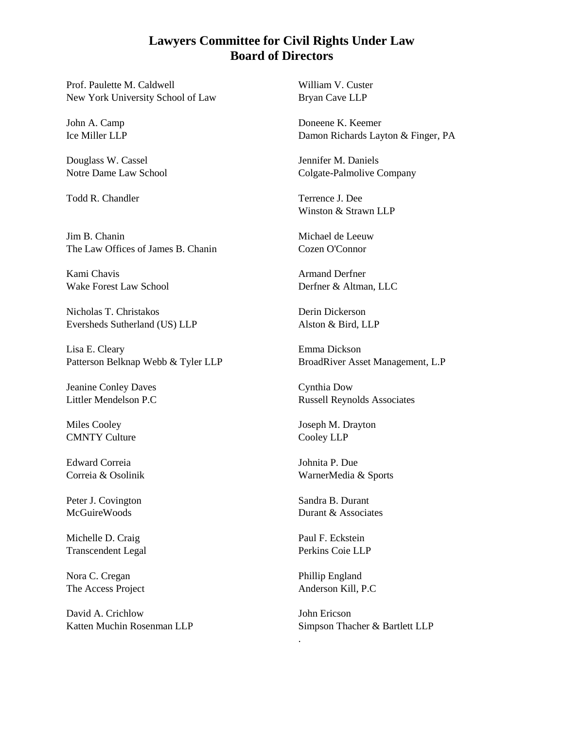# Lawyers Committee for Civil Rights Under Law
# Board of Directors

Prof. Paulette M. Caldwell
New York University School of Law

John A. Camp
Ice Miller LLP

Douglass W. Cassel
Notre Dame Law School

Todd R. Chandler

Jim B. Chanin
The Law Offices of James B. Chanin

Kami Chavis
Wake Forest Law School

Nicholas T. Christakos
Eversheds Sutherland (US) LLP

Lisa E. Cleary
Patterson Belknap Webb & Tyler LLP

Jeanine Conley Daves
Littler Mendelson P.C

Miles Cooley
CMNTY Culture

Edward Correia
Correia & Osolinik

Peter J. Covington
McGuireWoods

Michelle D. Craig
Transcendent Legal

Nora C. Cregan
The Access Project

David A. Crichlow
Katten Muchin Rosenman LLP

William V. Custer
Bryan Cave LLP

Doneene K. Keemer
Damon Richards Layton & Finger, PA

Jennifer M. Daniels
Colgate-Palmolive Company

Terrence J. Dee
Winston & Strawn LLP

Michael de Leeuw
Cozen O'Connor

Armand Derfner
Derfner & Altman, LLC

Derin Dickerson
Alston & Bird, LLP

Emma Dickson
BroadRiver Asset Management, L.P

Cynthia Dow
Russell Reynolds Associates

Joseph M. Drayton
Cooley LLP

Johnita P. Due
WarnerMedia & Sports

Sandra B. Durant
Durant & Associates

Paul F. Eckstein
Perkins Coie LLP

Phillip England
Anderson Kill, P.C

John Ericson
Simpson Thacher & Bartlett LLP
.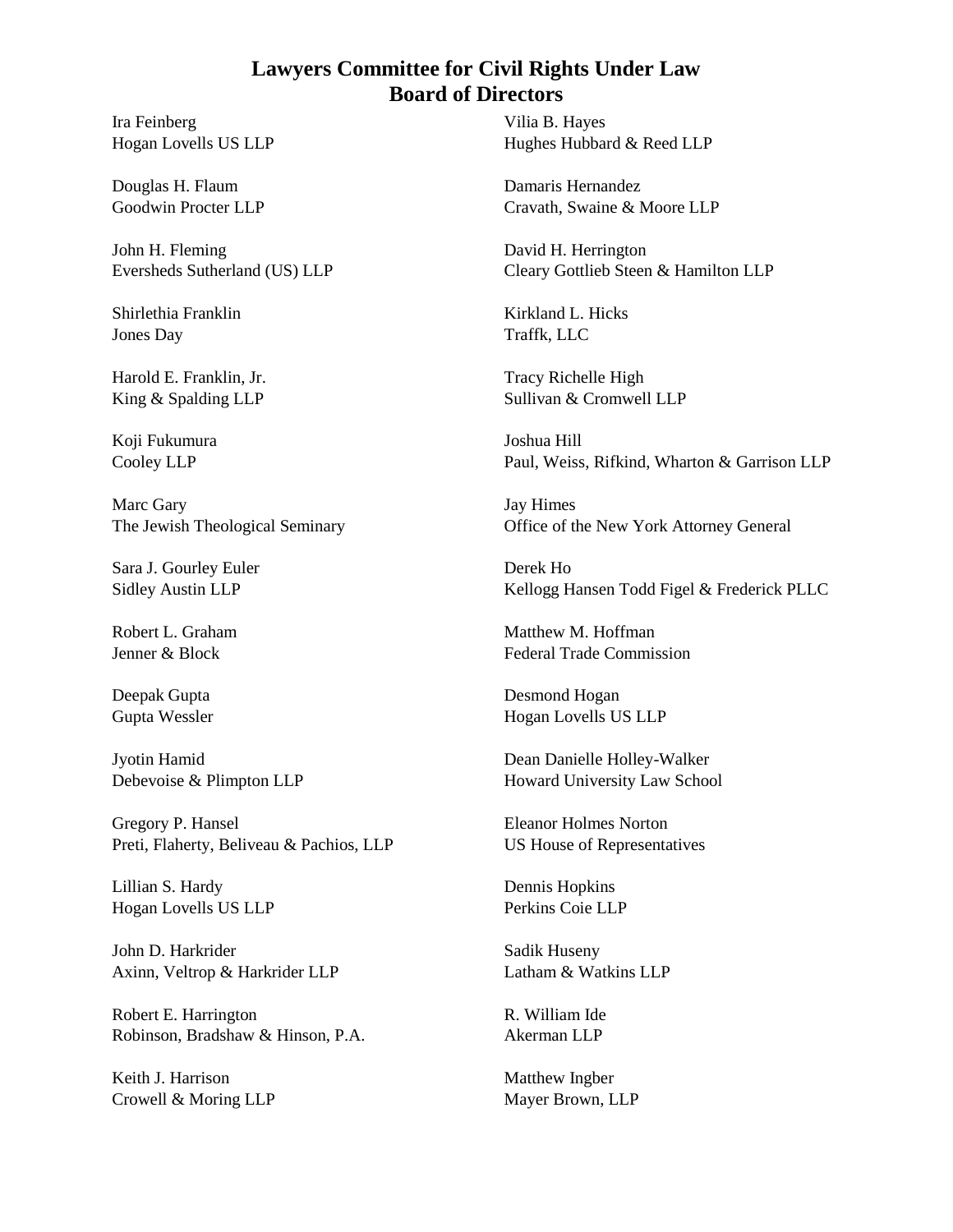# Lawyers Committee for Civil Rights Under Law
# Board of Directors

Ira Feinberg
Hogan Lovells US LLP

Douglas H. Flaum
Goodwin Procter LLP

John H. Fleming
Eversheds Sutherland (US) LLP

Shirlethia Franklin
Jones Day

Harold E. Franklin, Jr.
King & Spalding LLP

Koji Fukumura
Cooley LLP

Marc Gary
The Jewish Theological Seminary

Sara J. Gourley Euler
Sidley Austin LLP

Robert L. Graham
Jenner & Block

Deepak Gupta
Gupta Wessler

Jyotin Hamid
Debevoise & Plimpton LLP

Gregory P. Hansel
Preti, Flaherty, Beliveau & Pachios, LLP

Lillian S. Hardy
Hogan Lovells US LLP

John D. Harkrider
Axinn, Veltrop & Harkrider LLP

Robert E. Harrington
Robinson, Bradshaw & Hinson, P.A.

Keith J. Harrison
Crowell & Moring LLP

Vilia B. Hayes
Hughes Hubbard & Reed LLP

Damaris Hernandez
Cravath, Swaine & Moore LLP

David H. Herrington
Cleary Gottlieb Steen & Hamilton LLP

Kirkland L. Hicks
Traffk, LLC

Tracy Richelle High
Sullivan & Cromwell LLP

Joshua Hill
Paul, Weiss, Rifkind, Wharton & Garrison LLP

Jay Himes
Office of the New York Attorney General

Derek Ho
Kellogg Hansen Todd Figel & Frederick PLLC

Matthew M. Hoffman
Federal Trade Commission

Desmond Hogan
Hogan Lovells US LLP

Dean Danielle Holley-Walker
Howard University Law School

Eleanor Holmes Norton
US House of Representatives

Dennis Hopkins
Perkins Coie LLP

Sadik Huseny
Latham & Watkins LLP

R. William Ide
Akerman LLP

Matthew Ingber
Mayer Brown, LLP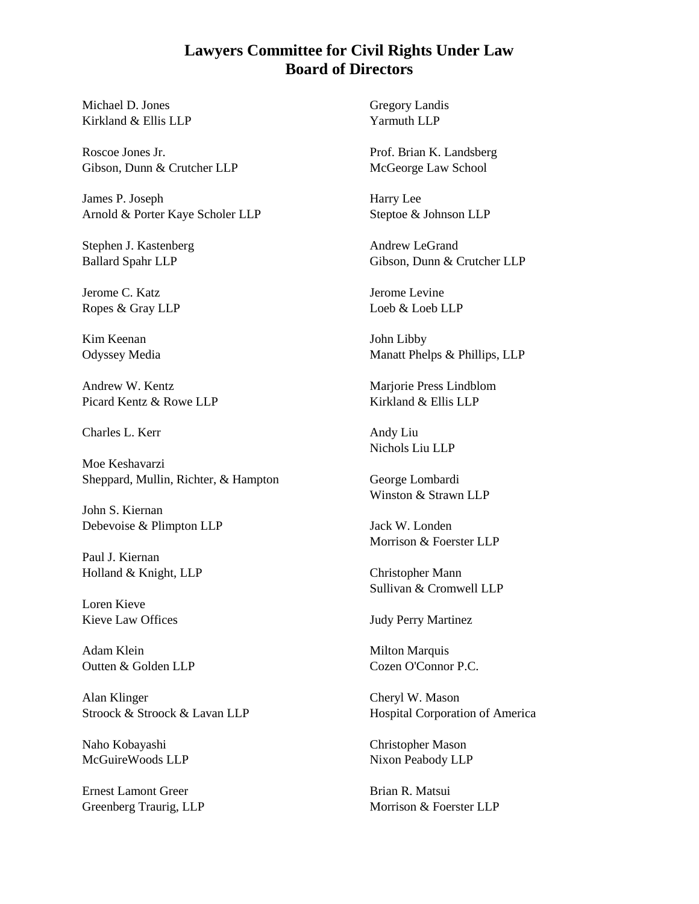# Lawyers Committee for Civil Rights Under Law
# Board of Directors

Michael D. Jones
Kirkland & Ellis LLP

Roscoe Jones Jr.
Gibson, Dunn & Crutcher LLP

James P. Joseph
Arnold & Porter Kaye Scholer LLP

Stephen J. Kastenberg
Ballard Spahr LLP

Jerome C. Katz
Ropes & Gray LLP

Kim Keenan
Odyssey Media

Andrew W. Kentz
Picard Kentz & Rowe LLP

Charles L. Kerr

Moe Keshavarzi
Sheppard, Mullin, Richter, & Hampton

John S. Kiernan
Debevoise & Plimpton LLP

Paul J. Kiernan
Holland & Knight, LLP

Loren Kieve
Kieve Law Offices

Adam Klein
Outten & Golden LLP

Alan Klinger
Stroock & Stroock & Lavan LLP

Naho Kobayashi
McGuireWoods LLP

Ernest Lamont Greer
Greenberg Traurig, LLP

Gregory Landis
Yarmuth LLP

Prof. Brian K. Landsberg
McGeorge Law School

Harry Lee
Steptoe & Johnson LLP

Andrew LeGrand
Gibson, Dunn & Crutcher LLP

Jerome Levine
Loeb & Loeb LLP

John Libby
Manatt Phelps & Phillips, LLP

Marjorie Press Lindblom
Kirkland & Ellis LLP

Andy Liu
Nichols Liu LLP

George Lombardi
Winston & Strawn LLP

Jack W. Londen
Morrison & Foerster LLP

Christopher Mann
Sullivan & Cromwell LLP

Judy Perry Martinez

Milton Marquis
Cozen O'Connor P.C.

Cheryl W. Mason
Hospital Corporation of America

Christopher Mason
Nixon Peabody LLP

Brian R. Matsui
Morrison & Foerster LLP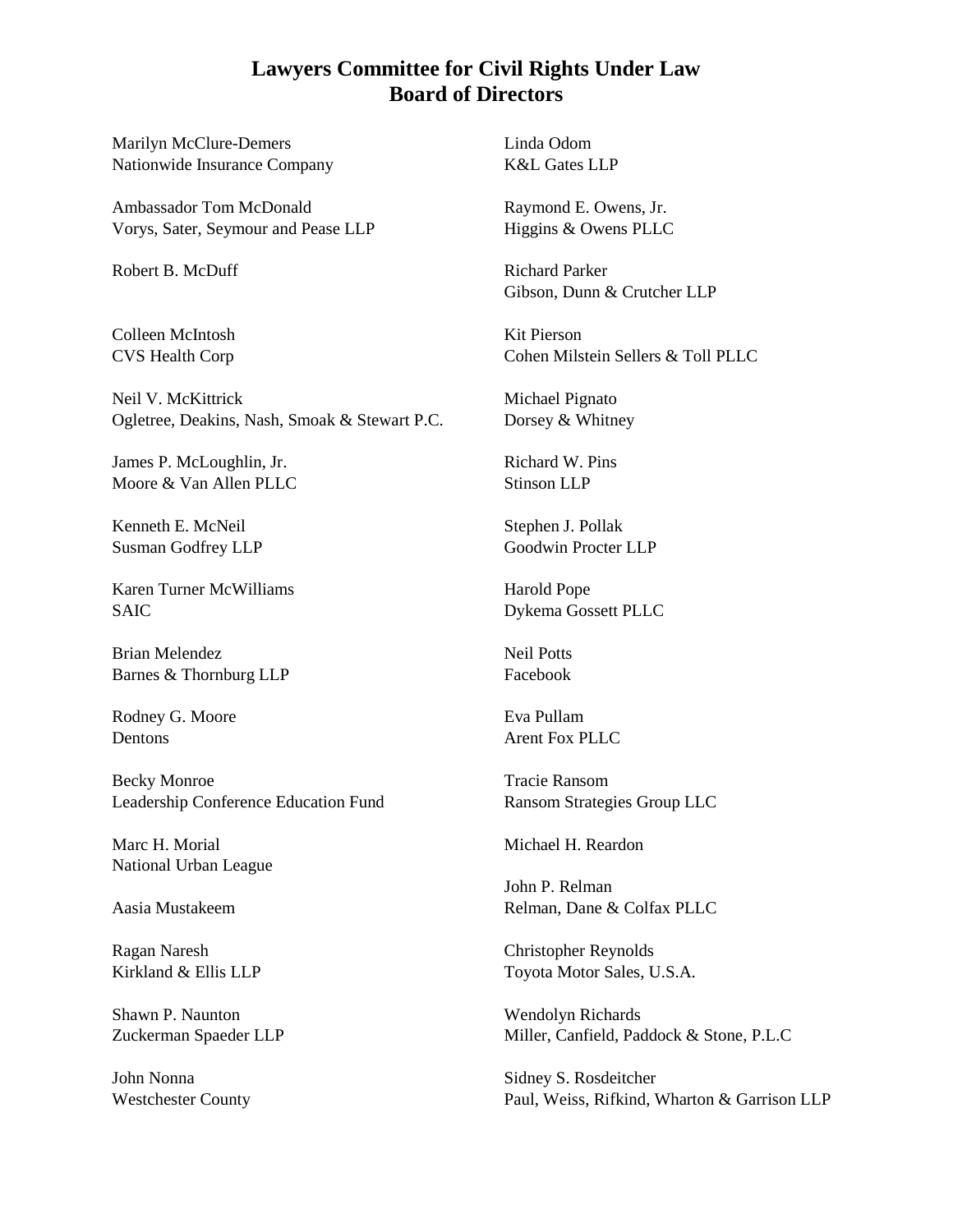# Lawyers Committee for Civil Rights Under Law
# Board of Directors

Marilyn McClure-Demers
Nationwide Insurance Company

Ambassador Tom McDonald
Vorys, Sater, Seymour and Pease LLP

Robert B. McDuff

Colleen McIntosh
CVS Health Corp

Neil V. McKittrick
Ogletree, Deakins, Nash, Smoak & Stewart P.C.

James P. McLoughlin, Jr.
Moore & Van Allen PLLC

Kenneth E. McNeil
Susman Godfrey LLP

Karen Turner McWilliams
SAIC

Brian Melendez
Barnes & Thornburg LLP

Rodney G. Moore
Dentons

Becky Monroe
Leadership Conference Education Fund

Marc H. Morial
National Urban League

Aasia Mustakeem

Ragan Naresh
Kirkland & Ellis LLP

Shawn P. Naunton
Zuckerman Spaeder LLP

John Nonna
Westchester County

Linda Odom
K&L Gates LLP

Raymond E. Owens, Jr.
Higgins & Owens PLLC

Richard Parker
Gibson, Dunn & Crutcher LLP

Kit Pierson
Cohen Milstein Sellers & Toll PLLC

Michael Pignato
Dorsey & Whitney

Richard W. Pins
Stinson LLP

Stephen J. Pollak
Goodwin Procter LLP

Harold Pope
Dykema Gossett PLLC

Neil Potts
Facebook

Eva Pullam
Arent Fox PLLC

Tracie Ransom
Ransom Strategies Group LLC

Michael H. Reardon

John P. Relman
Relman, Dane & Colfax PLLC

Christopher Reynolds
Toyota Motor Sales, U.S.A.

Wendolyn Richards
Miller, Canfield, Paddock & Stone, P.L.C

Sidney S. Rosdeitcher
Paul, Weiss, Rifkind, Wharton & Garrison LLP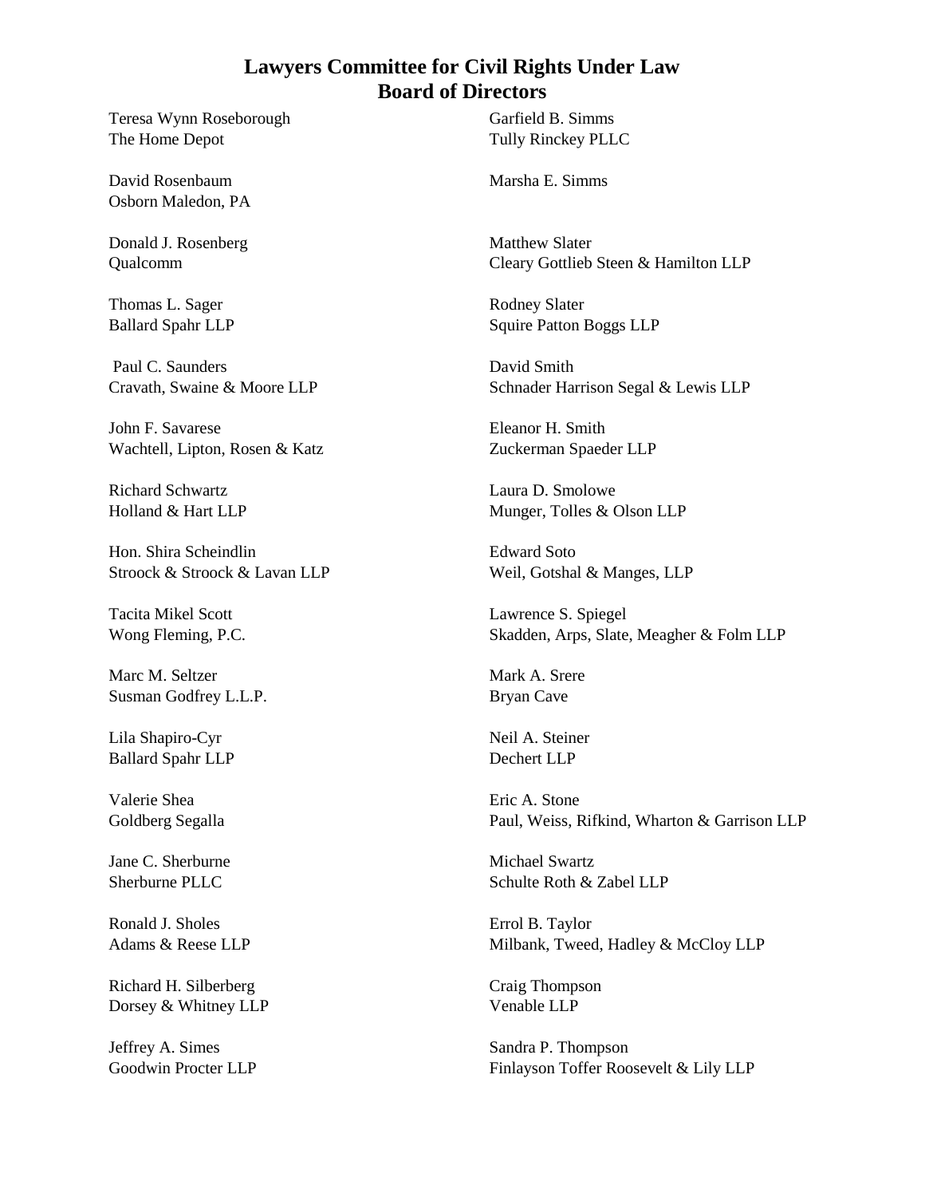# Lawyers Committee for Civil Rights Under Law
# Board of Directors

Teresa Wynn Roseborough
The Home Depot

David Rosenbaum
Osborn Maledon, PA

Donald J. Rosenberg
Qualcomm

Thomas L. Sager
Ballard Spahr LLP

Paul C. Saunders
Cravath, Swaine & Moore LLP

John F. Savarese
Wachtell, Lipton, Rosen & Katz

Richard Schwartz
Holland & Hart LLP

Hon. Shira Scheindlin
Stroock & Stroock & Lavan LLP

Tacita Mikel Scott
Wong Fleming, P.C.

Marc M. Seltzer
Susman Godfrey L.L.P.

Lila Shapiro-Cyr
Ballard Spahr LLP

Valerie Shea
Goldberg Segalla

Jane C. Sherburne
Sherburne PLLC

Ronald J. Sholes
Adams & Reese LLP

Richard H. Silberberg
Dorsey & Whitney LLP

Jeffrey A. Simes
Goodwin Procter LLP

Garfield B. Simms
Tully Rinckey PLLC

Marsha E. Simms

Matthew Slater
Cleary Gottlieb Steen & Hamilton LLP

Rodney Slater
Squire Patton Boggs LLP

David Smith
Schnader Harrison Segal & Lewis LLP

Eleanor H. Smith
Zuckerman Spaeder LLP

Laura D. Smolowe
Munger, Tolles & Olson LLP

Edward Soto
Weil, Gotshal & Manges, LLP

Lawrence S. Spiegel
Skadden, Arps, Slate, Meagher & Folm LLP

Mark A. Srere
Bryan Cave

Neil A. Steiner
Dechert LLP

Eric A. Stone
Paul, Weiss, Rifkind, Wharton & Garrison LLP

Michael Swartz
Schulte Roth & Zabel LLP

Errol B. Taylor
Milbank, Tweed, Hadley & McCloy LLP

Craig Thompson
Venable LLP

Sandra P. Thompson
Finlayson Toffer Roosevelt & Lily LLP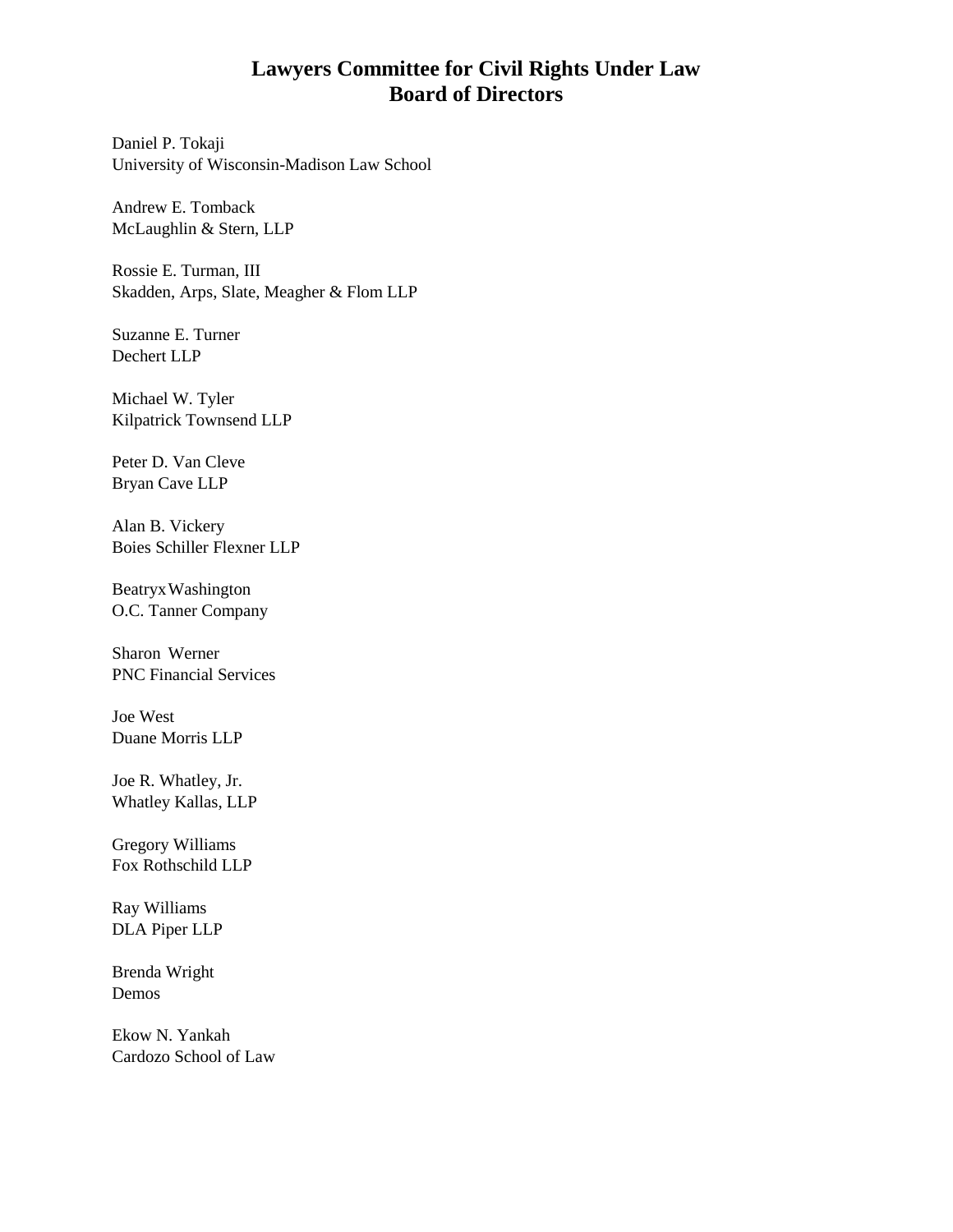# Lawyers Committee for Civil Rights Under Law
# Board of Directors

Daniel P. Tokaji
University of Wisconsin-Madison Law School

Andrew E. Tomback
McLaughlin & Stern, LLP

Rossie E. Turman, III
Skadden, Arps, Slate, Meagher & Flom LLP

Suzanne E. Turner
Dechert LLP

Michael W. Tyler
Kilpatrick Townsend LLP

Peter D. Van Cleve
Bryan Cave LLP

Alan B. Vickery
Boies Schiller Flexner LLP

Beatryx Washington
O.C. Tanner Company

Sharon Werner
PNC Financial Services

Joe West
Duane Morris LLP

Joe R. Whatley, Jr.
Whatley Kallas, LLP

Gregory Williams
Fox Rothschild LLP

Ray Williams
DLA Piper LLP

Brenda Wright
Demos

Ekow N. Yankah
Cardozo School of Law